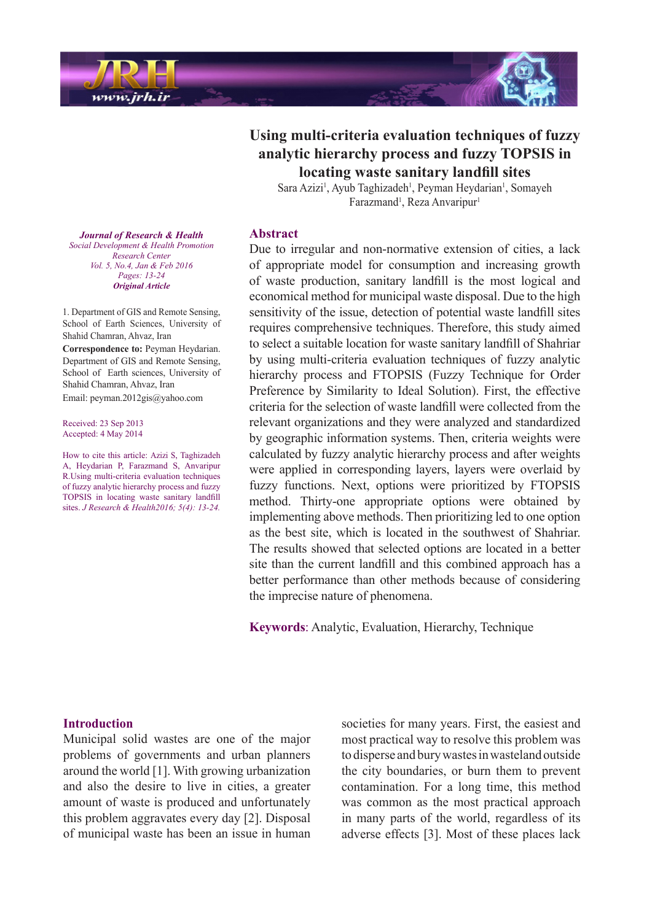# Using multi-criteria evaluation techniques of fuzzy analytic hierarchy process and fuzzy TOPSIS in locating waste sanitary landfill sites

Sara Azizi[1], Ayub Taghizadeh[1], Peyman Heydarian[1], Somayeh Farazmand[1], Reza Anvaripur[1]

*Journal of Research & Health*
*Social Development & Health Promotion Research Center*
*Vol. 5, No.4, Jan & Feb 2016*
*Pages: 13-24*
***Original Article***

1. Department of GIS and Remote Sensing, School of Earth Sciences, University of Shahid Chamran, Ahvaz, Iran

**Correspondence to:** Peyman Heydarian. Department of GIS and Remote Sensing, School of Earth sciences, University of Shahid Chamran, Ahvaz, Iran

Email: peyman.2012gis@yahoo.com

Received: 23 Sep 2013
Accepted: 4 May 2014

How to cite this article: Azizi S, Taghizadeh A, Heydarian P, Farazmand S, Anvaripur R.Using multi-criteria evaluation techniques of fuzzy analytic hierarchy process and fuzzy TOPSIS in locating waste sanitary landfill sites. *J Research & Health2016; 5(4): 13-24.*

## Abstract

Due to irregular and non-normative extension of cities, a lack of appropriate model for consumption and increasing growth of waste production, sanitary landfill is the most logical and economical method for municipal waste disposal. Due to the high sensitivity of the issue, detection of potential waste landfill sites requires comprehensive techniques. Therefore, this study aimed to select a suitable location for waste sanitary landfill of Shahriar by using multi-criteria evaluation techniques of fuzzy analytic hierarchy process and FTOPSIS (Fuzzy Technique for Order Preference by Similarity to Ideal Solution). First, the effective criteria for the selection of waste landfill were collected from the relevant organizations and they were analyzed and standardized by geographic information systems. Then, criteria weights were calculated by fuzzy analytic hierarchy process and after weights were applied in corresponding layers, layers were overlaid by fuzzy functions. Next, options were prioritized by FTOPSIS method. Thirty-one appropriate options were obtained by implementing above methods. Then prioritizing led to one option as the best site, which is located in the southwest of Shahriar. The results showed that selected options are located in a better site than the current landfill and this combined approach has a better performance than other methods because of considering the imprecise nature of phenomena.

**Keywords**: Analytic, Evaluation, Hierarchy, Technique

## Introduction

Municipal solid wastes are one of the major problems of governments and urban planners around the world [1]. With growing urbanization and also the desire to live in cities, a greater amount of waste is produced and unfortunately this problem aggravates every day [2]. Disposal of municipal waste has been an issue in human societies for many years. First, the easiest and most practical way to resolve this problem was to disperse and bury wastes in wasteland outside the city boundaries, or burn them to prevent contamination. For a long time, this method was common as the most practical approach in many parts of the world, regardless of its adverse effects [3]. Most of these places lack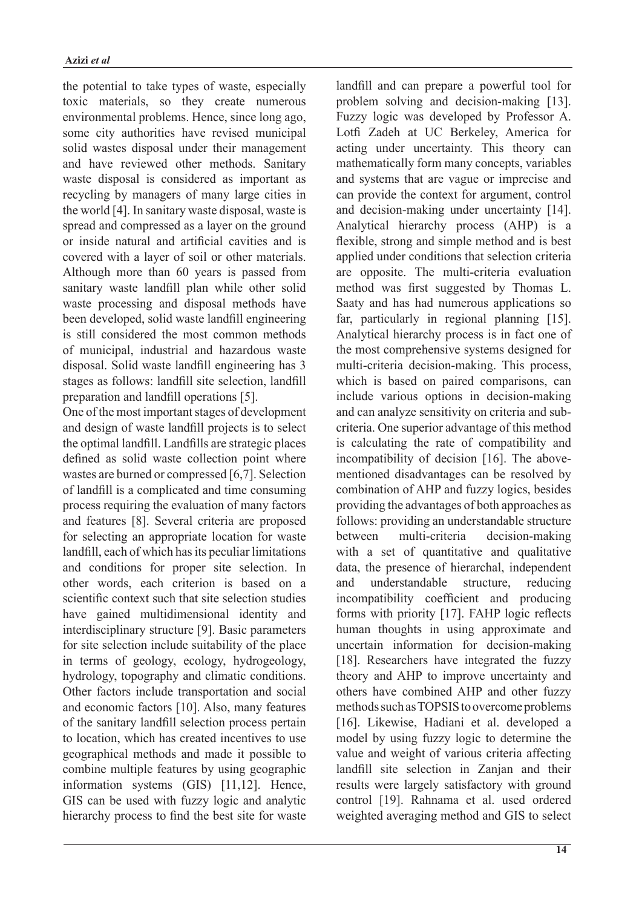the potential to take types of waste, especially toxic materials, so they create numerous environmental problems. Hence, since long ago, some city authorities have revised municipal solid wastes disposal under their management and have reviewed other methods. Sanitary waste disposal is considered as important as recycling by managers of many large cities in the world [4]. In sanitary waste disposal, waste is spread and compressed as a layer on the ground or inside natural and artificial cavities and is covered with a layer of soil or other materials. Although more than 60 years is passed from sanitary waste landfill plan while other solid waste processing and disposal methods have been developed, solid waste landfill engineering is still considered the most common methods of municipal, industrial and hazardous waste disposal. Solid waste landfill engineering has 3 stages as follows: landfill site selection, landfill preparation and landfill operations [5].

One of the most important stages of development and design of waste landfill projects is to select the optimal landfill. Landfills are strategic places defined as solid waste collection point where wastes are burned or compressed [6,7]. Selection of landfill is a complicated and time consuming process requiring the evaluation of many factors and features [8]. Several criteria are proposed for selecting an appropriate location for waste landfill, each of which has its peculiar limitations and conditions for proper site selection. In other words, each criterion is based on a scientific context such that site selection studies have gained multidimensional identity and interdisciplinary structure [9]. Basic parameters for site selection include suitability of the place in terms of geology, ecology, hydrogeology, hydrology, topography and climatic conditions. Other factors include transportation and social and economic factors [10]. Also, many features of the sanitary landfill selection process pertain to location, which has created incentives to use geographical methods and made it possible to combine multiple features by using geographic information systems (GIS) [11,12]. Hence, GIS can be used with fuzzy logic and analytic hierarchy process to find the best site for waste landfill and can prepare a powerful tool for problem solving and decision-making [13]. Fuzzy logic was developed by Professor A. Lotfi Zadeh at UC Berkeley, America for acting under uncertainty. This theory can mathematically form many concepts, variables and systems that are vague or imprecise and can provide the context for argument, control and decision-making under uncertainty [14]. Analytical hierarchy process (AHP) is a flexible, strong and simple method and is best applied under conditions that selection criteria are opposite. The multi-criteria evaluation method was first suggested by Thomas L. Saaty and has had numerous applications so far, particularly in regional planning [15]. Analytical hierarchy process is in fact one of the most comprehensive systems designed for multi-criteria decision-making. This process, which is based on paired comparisons, can include various options in decision-making and can analyze sensitivity on criteria and sub-criteria. One superior advantage of this method is calculating the rate of compatibility and incompatibility of decision [16]. The above-mentioned disadvantages can be resolved by combination of AHP and fuzzy logics, besides providing the advantages of both approaches as follows: providing an understandable structure between multi-criteria decision-making with a set of quantitative and qualitative data, the presence of hierarchal, independent and understandable structure, reducing incompatibility coefficient and producing forms with priority [17]. FAHP logic reflects human thoughts in using approximate and uncertain information for decision-making [18]. Researchers have integrated the fuzzy theory and AHP to improve uncertainty and others have combined AHP and other fuzzy methods such as TOPSIS to overcome problems [16]. Likewise, Hadiani et al. developed a model by using fuzzy logic to determine the value and weight of various criteria affecting landfill site selection in Zanjan and their results were largely satisfactory with ground control [19]. Rahnama et al. used ordered weighted averaging method and GIS to select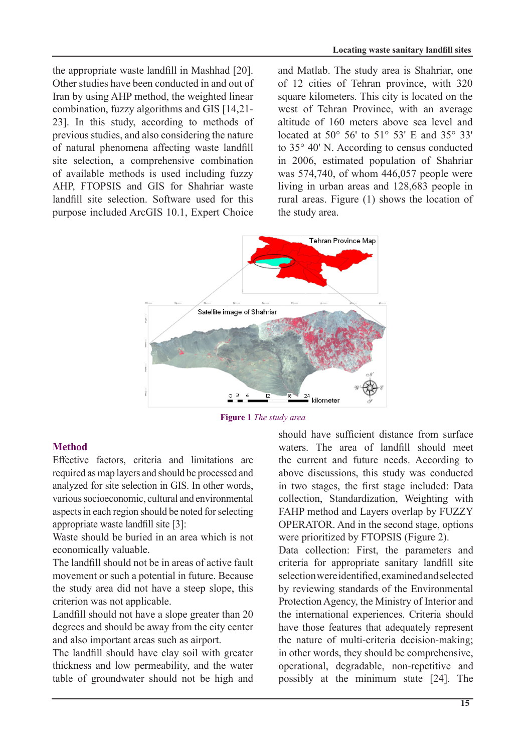the appropriate waste landfill in Mashhad [20]. Other studies have been conducted in and out of Iran by using AHP method, the weighted linear combination, fuzzy algorithms and GIS [14,21-23]. In this study, according to methods of previous studies, and also considering the nature of natural phenomena affecting waste landfill site selection, a comprehensive combination of available methods is used including fuzzy AHP, FTOPSIS and GIS for Shahriar waste landfill site selection. Software used for this purpose included ArcGIS 10.1, Expert Choice and Matlab. The study area is Shahriar, one of 12 cities of Tehran province, with 320 square kilometers. This city is located on the west of Tehran Province, with an average altitude of 160 meters above sea level and located at 50° 56' to 51° 53' E and 35° 33' to 35° 40' N. According to census conducted in 2006, estimated population of Shahriar was 574,740, of whom 446,057 people were living in urban areas and 128,683 people in rural areas. Figure (1) shows the location of the study area.

**Figure 1** *The study area*

## Method

Effective factors, criteria and limitations are required as map layers and should be processed and analyzed for site selection in GIS. In other words, various socioeconomic, cultural and environmental aspects in each region should be noted for selecting appropriate waste landfill site [3]:

Waste should be buried in an area which is not economically valuable.

The landfill should not be in areas of active fault movement or such a potential in future. Because the study area did not have a steep slope, this criterion was not applicable.

Landfill should not have a slope greater than 20 degrees and should be away from the city center and also important areas such as airport.

The landfill should have clay soil with greater thickness and low permeability, and the water table of groundwater should not be high and should have sufficient distance from surface waters. The area of landfill should meet the current and future needs. According to above discussions, this study was conducted in two stages, the first stage included: Data collection, Standardization, Weighting with FAHP method and Layers overlap by FUZZY OPERATOR. And in the second stage, options were prioritized by FTOPSIS (Figure 2).

Data collection: First, the parameters and criteria for appropriate sanitary landfill site selection were identified, examined and selected by reviewing standards of the Environmental Protection Agency, the Ministry of Interior and the international experiences. Criteria should have those features that adequately represent the nature of multi-criteria decision-making; in other words, they should be comprehensive, operational, degradable, non-repetitive and possibly at the minimum state [24]. The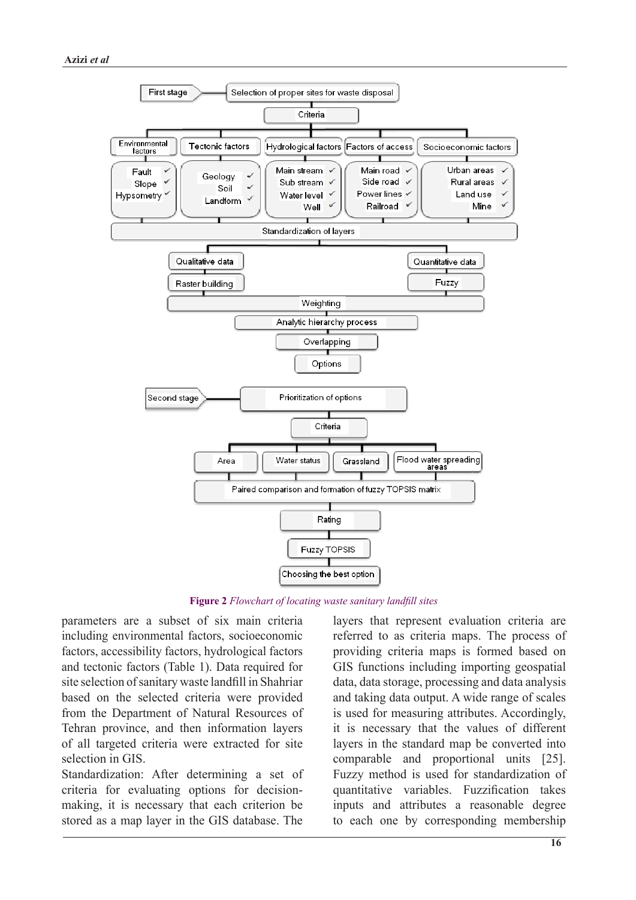**Figure 2** *Flowchart of locating waste sanitary landfill sites*

parameters are a subset of six main criteria including environmental factors, socioeconomic factors, accessibility factors, hydrological factors and tectonic factors (Table 1). Data required for site selection of sanitary waste landfill in Shahriar based on the selected criteria were provided from the Department of Natural Resources of Tehran province, and then information layers of all targeted criteria were extracted for site selection in GIS.

Standardization: After determining a set of criteria for evaluating options for decision-making, it is necessary that each criterion be stored as a map layer in the GIS database. The layers that represent evaluation criteria are referred to as criteria maps. The process of providing criteria maps is formed based on GIS functions including importing geospatial data, data storage, processing and data analysis and taking data output. A wide range of scales is used for measuring attributes. Accordingly, it is necessary that the values of different layers in the standard map be converted into comparable and proportional units [25]. Fuzzy method is used for standardization of quantitative variables. Fuzzification takes inputs and attributes a reasonable degree to each one by corresponding membership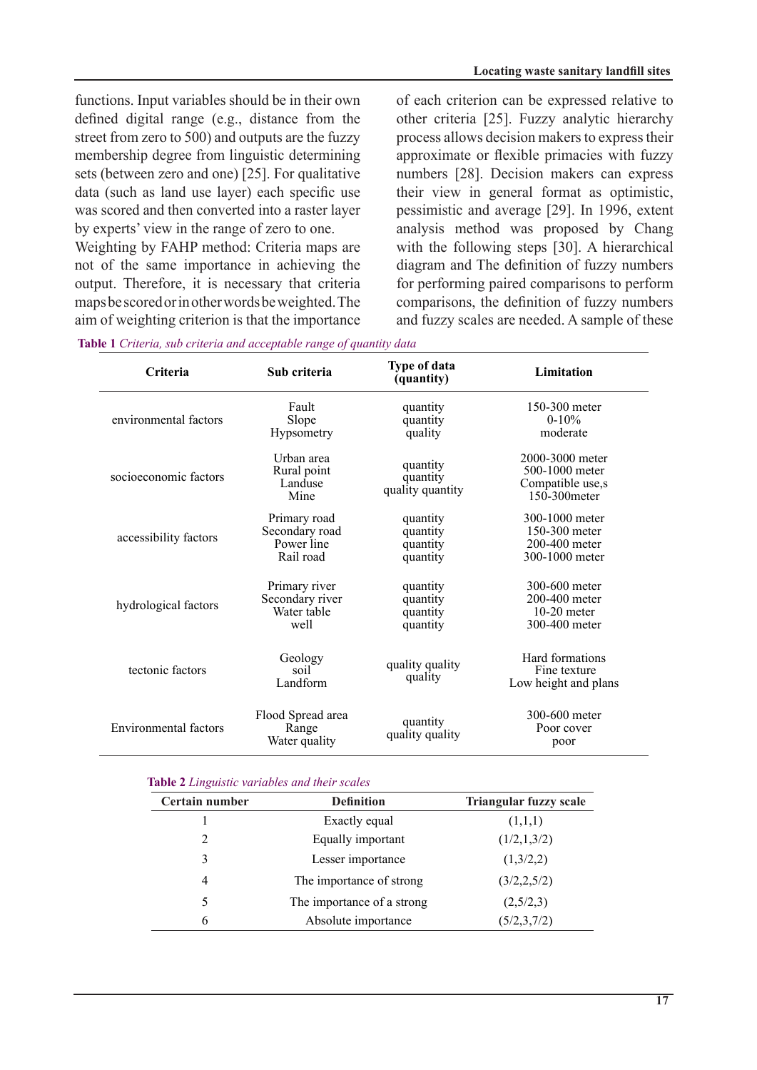functions. Input variables should be in their own defined digital range (e.g., distance from the street from zero to 500) and outputs are the fuzzy membership degree from linguistic determining sets (between zero and one) [25]. For qualitative data (such as land use layer) each specific use was scored and then converted into a raster layer by experts' view in the range of zero to one.

Weighting by FAHP method: Criteria maps are not of the same importance in achieving the output. Therefore, it is necessary that criteria maps be scored or in other words be weighted. The aim of weighting criterion is that the importance of each criterion can be expressed relative to other criteria [25]. Fuzzy analytic hierarchy process allows decision makers to express their approximate or flexible primacies with fuzzy numbers [28]. Decision makers can express their view in general format as optimistic, pessimistic and average [29]. In 1996, extent analysis method was proposed by Chang with the following steps [30]. A hierarchical diagram and The definition of fuzzy numbers for performing paired comparisons to perform comparisons, the definition of fuzzy numbers and fuzzy scales are needed. A sample of these

**Table 1** *Criteria, sub criteria and acceptable range of quantity data*

| Criteria | Sub criteria | Type of data (quantity) | Limitation |
|---|---|---|---|
| environmental factors | Fault<br>Slope<br>Hypsometry | quantity<br>quantity<br>quality | 150-300 meter<br>0-10%<br>moderate |
| socioeconomic factors | Urban area<br>Rural point<br>Landuse<br>Mine | quantity<br>quantity<br>quality quantity | 2000-3000 meter<br>500-1000 meter<br>Compatible use,s<br>150-300meter |
| accessibility factors | Primary road<br>Secondary road<br>Power line<br>Rail road | quantity<br>quantity<br>quantity<br>quantity | 300-1000 meter<br>150-300 meter<br>200-400 meter<br>300-1000 meter |
| hydrological factors | Primary river<br>Secondary river<br>Water table<br>well | quantity<br>quantity<br>quantity<br>quantity | 300-600 meter<br>200-400 meter<br>10-20 meter<br>300-400 meter |
| tectonic factors | Geology<br>soil<br>Landform | quality quality<br>quality | Hard formations<br>Fine texture<br>Low height and plans |
| Environmental factors | Flood Spread area<br>Range<br>Water quality | quantity<br>quality quality | 300-600 meter<br>Poor cover<br>poor |

**Table 2** *Linguistic variables and their scales*

| Certain number | Definition | Triangular fuzzy scale |
|---|---|---|
| 1 | Exactly equal | (1,1,1) |
| 2 | Equally important | (1/2,1,3/2) |
| 3 | Lesser importance | (1,3/2,2) |
| 4 | The importance of strong | (3/2,2,5/2) |
| 5 | The importance of a strong | (2,5/2,3) |
| 6 | Absolute importance | (5/2,3,7/2) |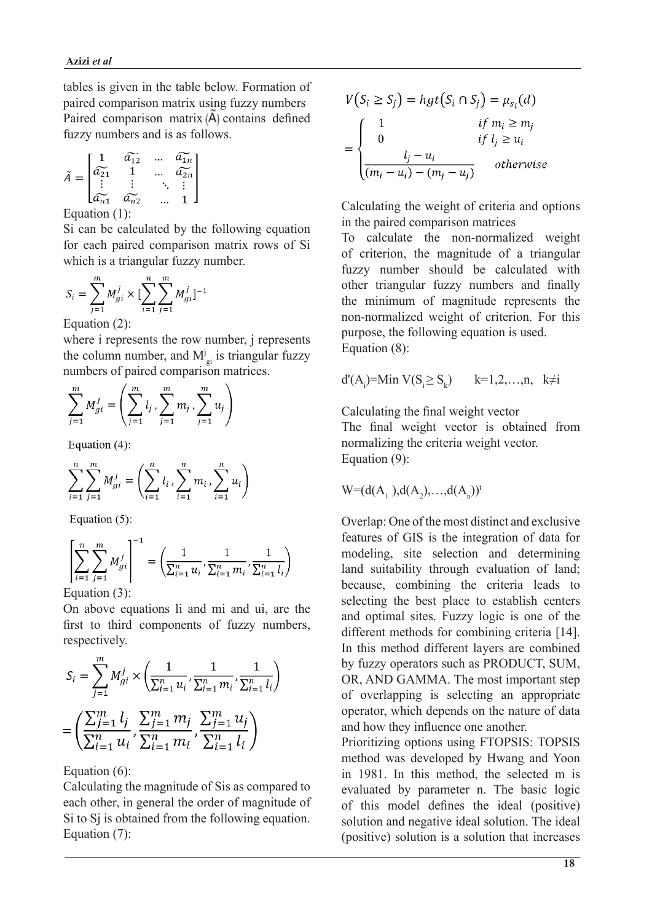tables is given in the table below. Formation of paired comparison matrix using fuzzy numbers Paired comparison matrix ($\tilde{A}$) contains defined fuzzy numbers and is as follows.

$$\tilde{A} = \begin{bmatrix} 1 & \widetilde{a_{12}} & \dots & \widetilde{a_{1n}} \\ \widetilde{a_{21}} & 1 & \dots & \widetilde{a_{2n}} \\ \vdots & \vdots & \ddots & \vdots \\ \widetilde{a_{n1}} & \widetilde{a_{n2}} & \dots & 1 \end{bmatrix}$$

Equation (1):

Si can be calculated by the following equation for each paired comparison matrix rows of Si which is a triangular fuzzy number.

$$S_i = \sum_{j=1}^{m} M_{gi}^{j} \times [\sum_{i=1}^{n}\sum_{j=1}^{m} M_{gi}^{j}]^{-1}$$

Equation (2):

where i represents the row number, j represents the column number, and $M^{j}_{gi}$ is triangular fuzzy numbers of paired comparison matrices.

$$\sum_{j=1}^{m} M_{gi}^{j} = \left(\sum_{j=1}^{m} l_j, \sum_{j=1}^{m} m_j, \sum_{j=1}^{m} u_j\right)$$

Equation (4):

$$\sum_{i=1}^{n}\sum_{j=1}^{m} M_{gi}^{j} = \left(\sum_{i=1}^{n} l_i, \sum_{i=1}^{n} m_i, \sum_{i=1}^{n} u_i\right)$$

Equation (5):

$$\left[\sum_{i=1}^{n}\sum_{j=1}^{m} M_{gi}^{j}\right]^{-1} = \left(\frac{1}{\sum_{i=1}^{n} u_i}, \frac{1}{\sum_{i=1}^{n} m_i}, \frac{1}{\sum_{i=1}^{n} l_i}\right)$$

Equation (3):

On above equations li and mi and ui, are the first to third components of fuzzy numbers, respectively.

$$S_i = \sum_{j=1}^{m} M_{gi}^{j} \times \left(\frac{1}{\sum_{i=1}^{n} u_i}, \frac{1}{\sum_{i=1}^{n} m_i}, \frac{1}{\sum_{i=1}^{n} l_i}\right) = \left(\frac{\sum_{j=1}^{m} l_j}{\sum_{i=1}^{n} u_i}, \frac{\sum_{j=1}^{m} m_j}{\sum_{i=1}^{n} m_i}, \frac{\sum_{j=1}^{m} u_j}{\sum_{i=1}^{n} l_i}\right)$$

Equation (6):

Calculating the magnitude of Sis as compared to each other, in general the order of magnitude of Si to Sj is obtained from the following equation.

Equation (7):

$$V(S_i \geq S_j) = hgt(S_i \cap S_j) = \mu_{s_i}(d) = \begin{cases} 1 & if\ m_i \geq m_j \\ 0 & if\ l_j \geq u_i \\ \dfrac{l_j - u_i}{(m_i - u_i) - (m_j - u_j)} & otherwise \end{cases}$$

Calculating the weight of criteria and options in the paired comparison matrices

To calculate the non-normalized weight of criterion, the magnitude of a triangular fuzzy number should be calculated with other triangular fuzzy numbers and finally the minimum of magnitude represents the non-normalized weight of criterion. For this purpose, the following equation is used.

Equation (8):

$d'(A_i)=\text{Min } V(S_i \geq S_k) \quad k=1,2,\dots,n, \quad k\neq i$

Calculating the final weight vector

The final weight vector is obtained from normalizing the criteria weight vector.

Equation (9):

$W=(d(A_1),d(A_2),\dots,d(A_n))^t$

Overlap: One of the most distinct and exclusive features of GIS is the integration of data for modeling, site selection and determining land suitability through evaluation of land; because, combining the criteria leads to selecting the best place to establish centers and optimal sites. Fuzzy logic is one of the different methods for combining criteria [14]. In this method different layers are combined by fuzzy operators such as PRODUCT, SUM, OR, AND GAMMA. The most important step of overlapping is selecting an appropriate operator, which depends on the nature of data and how they influence one another.

Prioritizing options using FTOPSIS: TOPSIS method was developed by Hwang and Yoon in 1981. In this method, the selected m is evaluated by parameter n. The basic logic of this model defines the ideal (positive) solution and negative ideal solution. The ideal (positive) solution is a solution that increases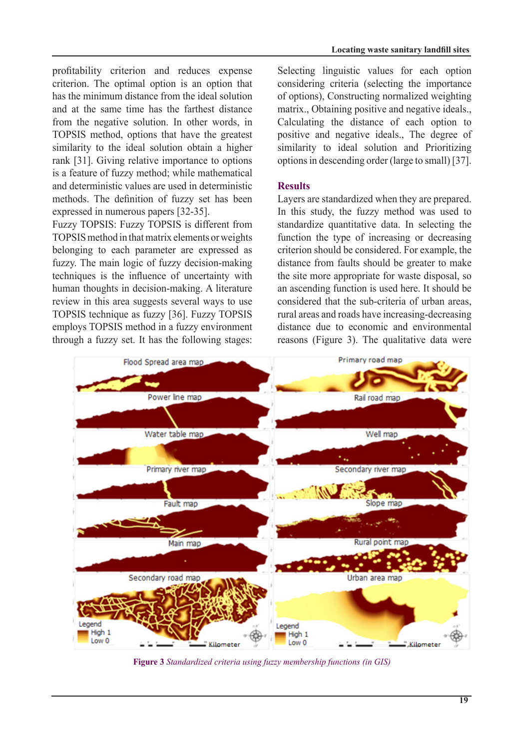profitability criterion and reduces expense criterion. The optimal option is an option that has the minimum distance from the ideal solution and at the same time has the farthest distance from the negative solution. In other words, in TOPSIS method, options that have the greatest similarity to the ideal solution obtain a higher rank [31]. Giving relative importance to options is a feature of fuzzy method; while mathematical and deterministic values are used in deterministic methods. The definition of fuzzy set has been expressed in numerous papers [32-35].

Fuzzy TOPSIS: Fuzzy TOPSIS is different from TOPSIS method in that matrix elements or weights belonging to each parameter are expressed as fuzzy. The main logic of fuzzy decision-making techniques is the influence of uncertainty with human thoughts in decision-making. A literature review in this area suggests several ways to use TOPSIS technique as fuzzy [36]. Fuzzy TOPSIS employs TOPSIS method in a fuzzy environment through a fuzzy set. It has the following stages: Selecting linguistic values for each option considering criteria (selecting the importance of options), Constructing normalized weighting matrix., Obtaining positive and negative ideals., Calculating the distance of each option to positive and negative ideals., The degree of similarity to ideal solution and Prioritizing options in descending order (large to small) [37].

## Results

Layers are standardized when they are prepared. In this study, the fuzzy method was used to standardize quantitative data. In selecting the function the type of increasing or decreasing criterion should be considered. For example, the distance from faults should be greater to make the site more appropriate for waste disposal, so an ascending function is used here. It should be considered that the sub-criteria of urban areas, rural areas and roads have increasing-decreasing distance due to economic and environmental reasons (Figure 3). The qualitative data were

**Figure 3** *Standardized criteria using fuzzy membership functions (in GIS)*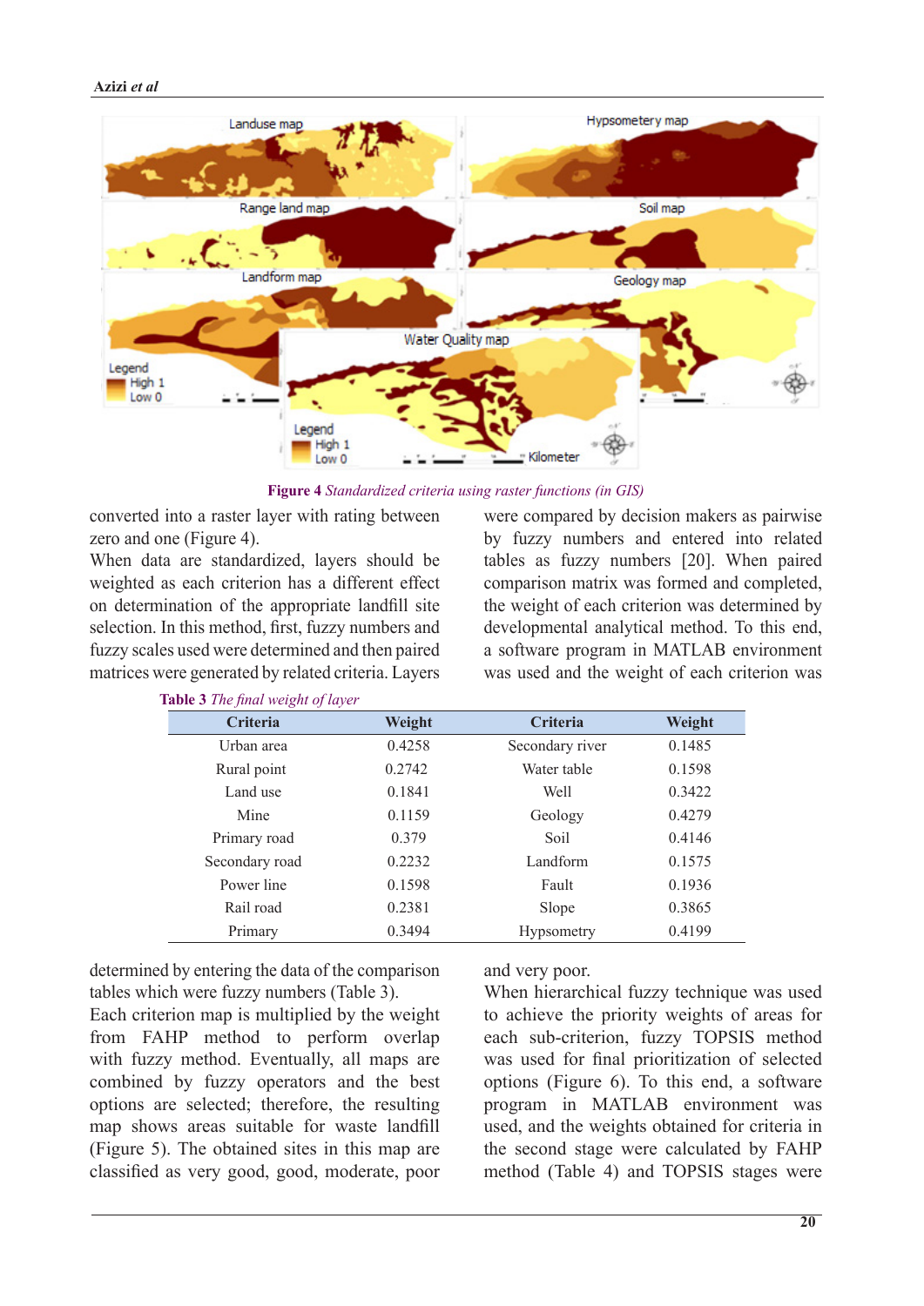**Figure 4** *Standardized criteria using raster functions (in GIS)*

converted into a raster layer with rating between zero and one (Figure 4).

When data are standardized, layers should be weighted as each criterion has a different effect on determination of the appropriate landfill site selection. In this method, first, fuzzy numbers and fuzzy scales used were determined and then paired matrices were generated by related criteria. Layers were compared by decision makers as pairwise by fuzzy numbers and entered into related tables as fuzzy numbers [20]. When paired comparison matrix was formed and completed, the weight of each criterion was determined by developmental analytical method. To this end, a software program in MATLAB environment was used and the weight of each criterion was determined by entering the data of the comparison tables which were fuzzy numbers (Table 3).

**Table 3** *The final weight of layer*

| Criteria | Weight | Criteria | Weight |
|---|---|---|---|
| Urban area | 0.4258 | Secondary river | 0.1485 |
| Rural point | 0.2742 | Water table | 0.1598 |
| Land use | 0.1841 | Well | 0.3422 |
| Mine | 0.1159 | Geology | 0.4279 |
| Primary road | 0.379 | Soil | 0.4146 |
| Secondary road | 0.2232 | Landform | 0.1575 |
| Power line | 0.1598 | Fault | 0.1936 |
| Rail road | 0.2381 | Slope | 0.3865 |
| Primary | 0.3494 | Hypsometry | 0.4199 |

Each criterion map is multiplied by the weight from FAHP method to perform overlap with fuzzy method. Eventually, all maps are combined by fuzzy operators and the best options are selected; therefore, the resulting map shows areas suitable for waste landfill (Figure 5). The obtained sites in this map are classified as very good, good, moderate, poor and very poor.

When hierarchical fuzzy technique was used to achieve the priority weights of areas for each sub-criterion, fuzzy TOPSIS method was used for final prioritization of selected options (Figure 6). To this end, a software program in MATLAB environment was used, and the weights obtained for criteria in the second stage were calculated by FAHP method (Table 4) and TOPSIS stages were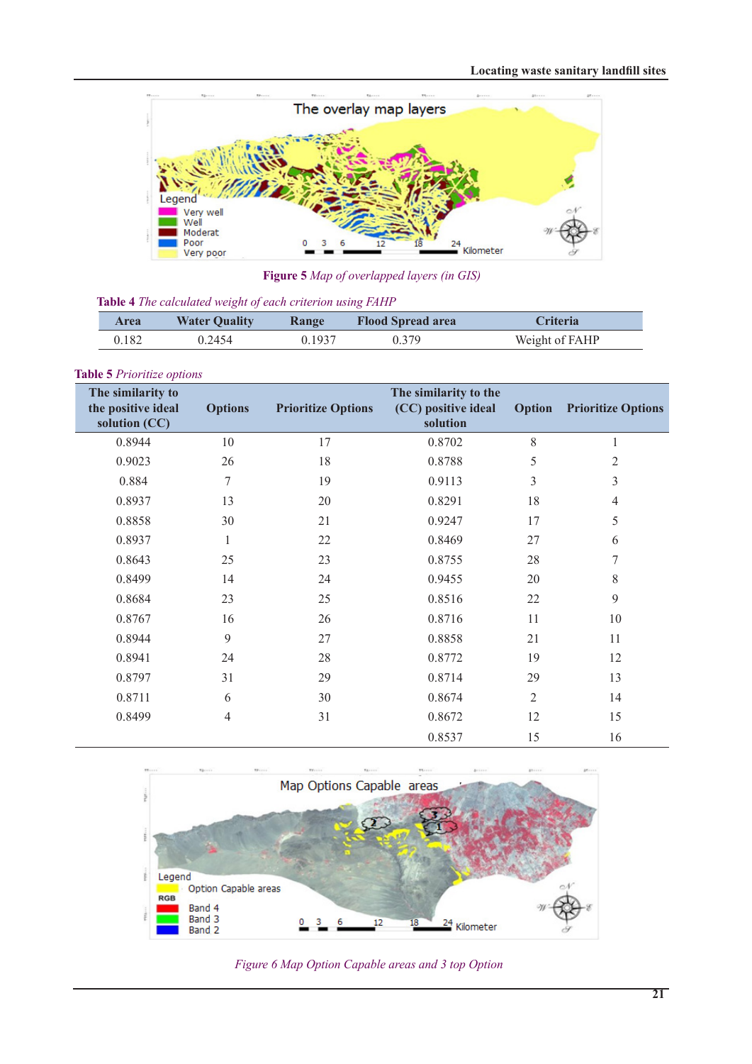**Figure 5** *Map of overlapped layers (in GIS)*

**Table 4** *The calculated weight of each criterion using FAHP*

| Area | Water Quality | Range | Flood Spread area | Criteria |
|---|---|---|---|---|
| 0.182 | 0.2454 | 0.1937 | 0.379 | Weight of FAHP |

**Table 5** *Prioritize options*

| The similarity to the positive ideal solution (CC) | Options | Prioritize Options | The similarity to the (CC) positive ideal solution | Option | Prioritize Options |
|---|---|---|---|---|---|
| 0.8944 | 10 | 17 | 0.8702 | 8 | 1 |
| 0.9023 | 26 | 18 | 0.8788 | 5 | 2 |
| 0.884 | 7 | 19 | 0.9113 | 3 | 3 |
| 0.8937 | 13 | 20 | 0.8291 | 18 | 4 |
| 0.8858 | 30 | 21 | 0.9247 | 17 | 5 |
| 0.8937 | 1 | 22 | 0.8469 | 27 | 6 |
| 0.8643 | 25 | 23 | 0.8755 | 28 | 7 |
| 0.8499 | 14 | 24 | 0.9455 | 20 | 8 |
| 0.8684 | 23 | 25 | 0.8516 | 22 | 9 |
| 0.8767 | 16 | 26 | 0.8716 | 11 | 10 |
| 0.8944 | 9 | 27 | 0.8858 | 21 | 11 |
| 0.8941 | 24 | 28 | 0.8772 | 19 | 12 |
| 0.8797 | 31 | 29 | 0.8714 | 29 | 13 |
| 0.8711 | 6 | 30 | 0.8674 | 2 | 14 |
| 0.8499 | 4 | 31 | 0.8672 | 12 | 15 |
| | | | 0.8537 | 15 | 16 |

*Figure 6 Map Option Capable areas and 3 top Option*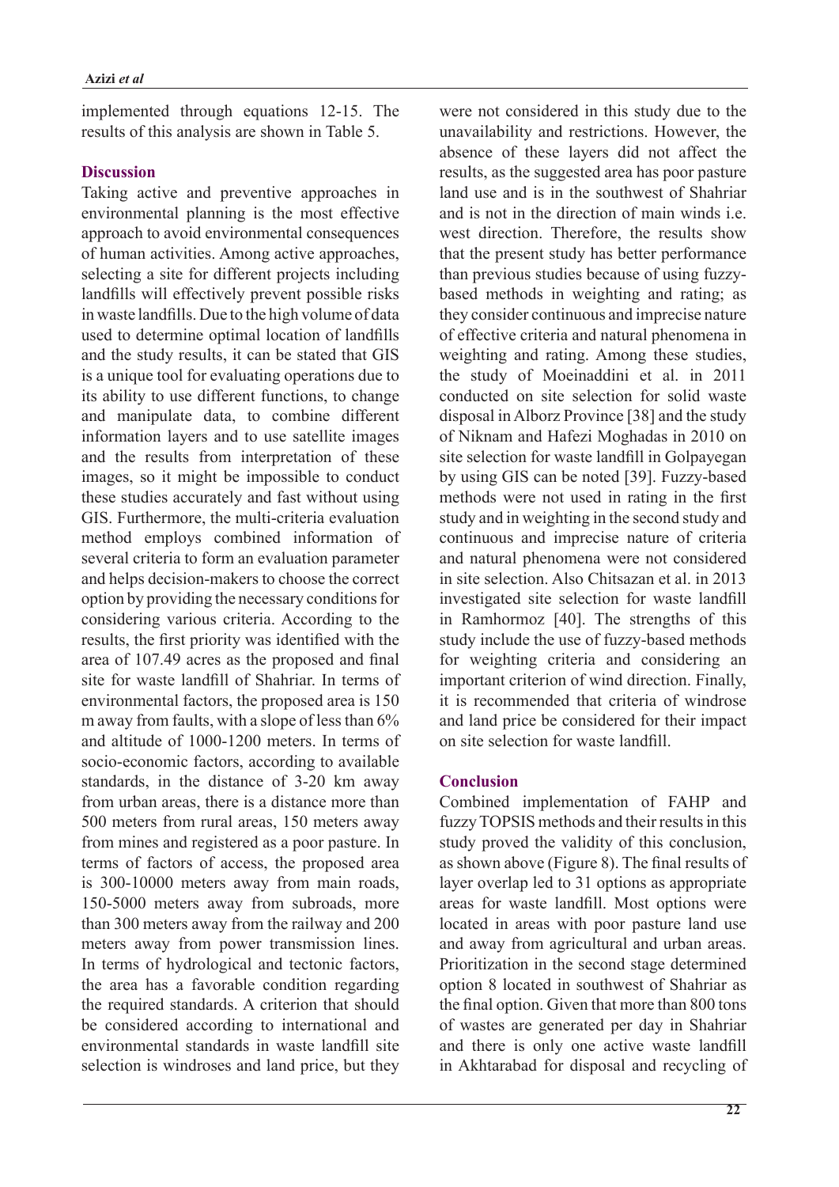implemented through equations 12-15. The results of this analysis are shown in Table 5.

## Discussion

Taking active and preventive approaches in environmental planning is the most effective approach to avoid environmental consequences of human activities. Among active approaches, selecting a site for different projects including landfills will effectively prevent possible risks in waste landfills. Due to the high volume of data used to determine optimal location of landfills and the study results, it can be stated that GIS is a unique tool for evaluating operations due to its ability to use different functions, to change and manipulate data, to combine different information layers and to use satellite images and the results from interpretation of these images, so it might be impossible to conduct these studies accurately and fast without using GIS. Furthermore, the multi-criteria evaluation method employs combined information of several criteria to form an evaluation parameter and helps decision-makers to choose the correct option by providing the necessary conditions for considering various criteria. According to the results, the first priority was identified with the area of 107.49 acres as the proposed and final site for waste landfill of Shahriar. In terms of environmental factors, the proposed area is 150 m away from faults, with a slope of less than 6% and altitude of 1000-1200 meters. In terms of socio-economic factors, according to available standards, in the distance of 3-20 km away from urban areas, there is a distance more than 500 meters from rural areas, 150 meters away from mines and registered as a poor pasture. In terms of factors of access, the proposed area is 300-10000 meters away from main roads, 150-5000 meters away from subroads, more than 300 meters away from the railway and 200 meters away from power transmission lines. In terms of hydrological and tectonic factors, the area has a favorable condition regarding the required standards. A criterion that should be considered according to international and environmental standards in waste landfill site selection is windroses and land price, but they were not considered in this study due to the unavailability and restrictions. However, the absence of these layers did not affect the results, as the suggested area has poor pasture land use and is in the southwest of Shahriar and is not in the direction of main winds i.e. west direction. Therefore, the results show that the present study has better performance than previous studies because of using fuzzy-based methods in weighting and rating; as they consider continuous and imprecise nature of effective criteria and natural phenomena in weighting and rating. Among these studies, the study of Moeinaddini et al. in 2011 conducted on site selection for solid waste disposal in Alborz Province [38] and the study of Niknam and Hafezi Moghadas in 2010 on site selection for waste landfill in Golpayegan by using GIS can be noted [39]. Fuzzy-based methods were not used in rating in the first study and in weighting in the second study and continuous and imprecise nature of criteria and natural phenomena were not considered in site selection. Also Chitsazan et al. in 2013 investigated site selection for waste landfill in Ramhormoz [40]. The strengths of this study include the use of fuzzy-based methods for weighting criteria and considering an important criterion of wind direction. Finally, it is recommended that criteria of windrose and land price be considered for their impact on site selection for waste landfill.

## Conclusion

Combined implementation of FAHP and fuzzy TOPSIS methods and their results in this study proved the validity of this conclusion, as shown above (Figure 8). The final results of layer overlap led to 31 options as appropriate areas for waste landfill. Most options were located in areas with poor pasture land use and away from agricultural and urban areas. Prioritization in the second stage determined option 8 located in southwest of Shahriar as the final option. Given that more than 800 tons of wastes are generated per day in Shahriar and there is only one active waste landfill in Akhtarabad for disposal and recycling of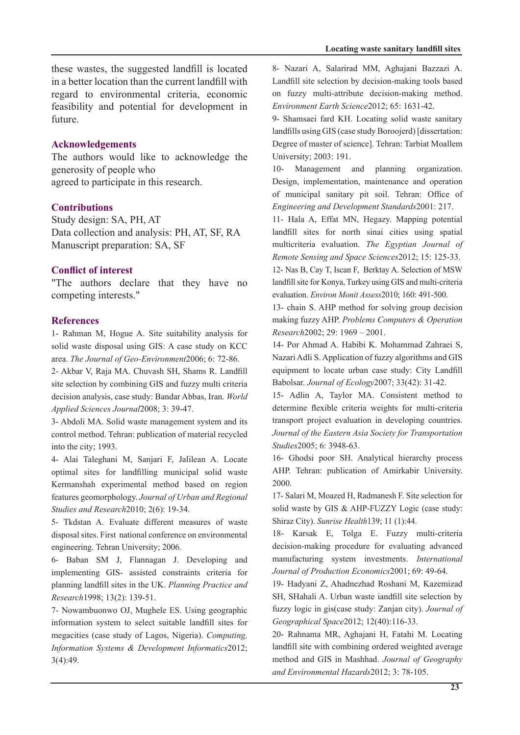these wastes, the suggested landfill is located in a better location than the current landfill with regard to environmental criteria, economic feasibility and potential for development in future.

## Acknowledgements

The authors would like to acknowledge the generosity of people who agreed to participate in this research.

## Contributions

Study design: SA, PH, AT
Data collection and analysis: PH, AT, SF, RA
Manuscript preparation: SA, SF

## Conflict of interest

"The authors declare that they have no competing interests."

## References

1- Rahman M, Hogue A. Site suitability analysis for solid waste disposal using GIS: A case study on KCC area. *The Journal of Geo-Environment*2006; 6: 72-86.

2- Akbar V, Raja MA. Chuvash SH, Shams R. Landfill site selection by combining GIS and fuzzy multi criteria decision analysis, case study: Bandar Abbas, Iran. *World Applied Sciences Journal*2008; 3: 39-47.

3- Abdoli MA. Solid waste management system and its control method. Tehran: publication of material recycled into the city; 1993.

4- Alai Taleghani M, Sanjari F, Jalilean A. Locate optimal sites for landfilling municipal solid waste Kermanshah experimental method based on region features geomorphology. *Journal of Urban and Regional Studies and Research*2010; 2(6): 19-34.

5- Tkdstan A. Evaluate different measures of waste disposal sites. First national conference on environmental engineering. Tehran University; 2006.

6- Baban SM J, Flannagan J. Developing and implementing GIS- assisted constraints criteria for planning landfill sites in the UK. *Planning Practice and Research*1998; 13(2): 139-51.

7- Nowambuonwo OJ, Mughele ES. Using geographic information system to select suitable landfill sites for megacities (case study of Lagos, Nigeria). *Computing, Information Systems & Development Informatics*2012; 3(4):49.

8- Nazari A, Salarirad MM, Aghajani Bazzazi A. Landfill site selection by decision-making tools based on fuzzy multi-attribute decision-making method. *Environment Earth Science*2012; 65: 1631-42.

9- Shamsaei fard KH. Locating solid waste sanitary landfills using GIS (case study Boroojerd) [dissertation: Degree of master of science]. Tehran: Tarbiat Moallem University; 2003: 191.

10- Management and planning organization. Design, implementation, maintenance and operation of municipal sanitary pit soil. Tehran: Office of *Engineering and Development Standards*2001: 217.

11- Hala A, Effat MN, Hegazy. Mapping potential landfill sites for north sinai cities using spatial multicriteria evaluation. *The Egyptian Journal of Remote Sensing and Space Sciences*2012; 15: 125-33.

12- Nas B, Cay T, Iscan F, Berktay A. Selection of MSW landfill site for Konya, Turkey using GIS and multi-criteria evaluation. *Environ Monit Assess*2010; 160: 491-500.

13- chain S. AHP method for solving group decision making fuzzy AHP. *Problems Computers & Operation Research*2002; 29: 1969 – 2001.

14- Por Ahmad A. Habibi K. Mohammad Zahraei S, Nazari Adli S. Application of fuzzy algorithms and GIS equipment to locate urban case study: City Landfill Babolsar. *Journal of Ecology*2007; 33(42): 31-42.

15- Adlin A, Taylor MA. Consistent method to determine flexible criteria weights for multi-criteria transport project evaluation in developing countries. *Journal of the Eastern Asia Society for Transportation Studies*2005; 6: 3948-63.

16- Ghodsi poor SH. Analytical hierarchy process AHP. Tehran: publication of Amirkabir University. 2000.

17- Salari M, Moazed H, Radmanesh F. Site selection for solid waste by GIS & AHP-FUZZY Logic (case study: Shiraz City). *Sunrise Health*139; 11 (1):44.

18- Karsak E, Tolga E. Fuzzy multi-criteria decision-making procedure for evaluating advanced manufacturing system investments. *International Journal of Production Economics*2001; 69: 49-64.

19- Hadyani Z, Ahadnezhad Roshani M, Kazemizad SH, SHahali A. Urban waste iandfill site selection by fuzzy logic in gis(case study: Zanjan city). *Journal of Geographical Space*2012; 12(40):116-33.

20- Rahnama MR, Aghajani H, Fatahi M. Locating landfill site with combining ordered weighted average method and GIS in Mashhad. *Journal of Geography and Environmental Hazards*2012; 3: 78-105.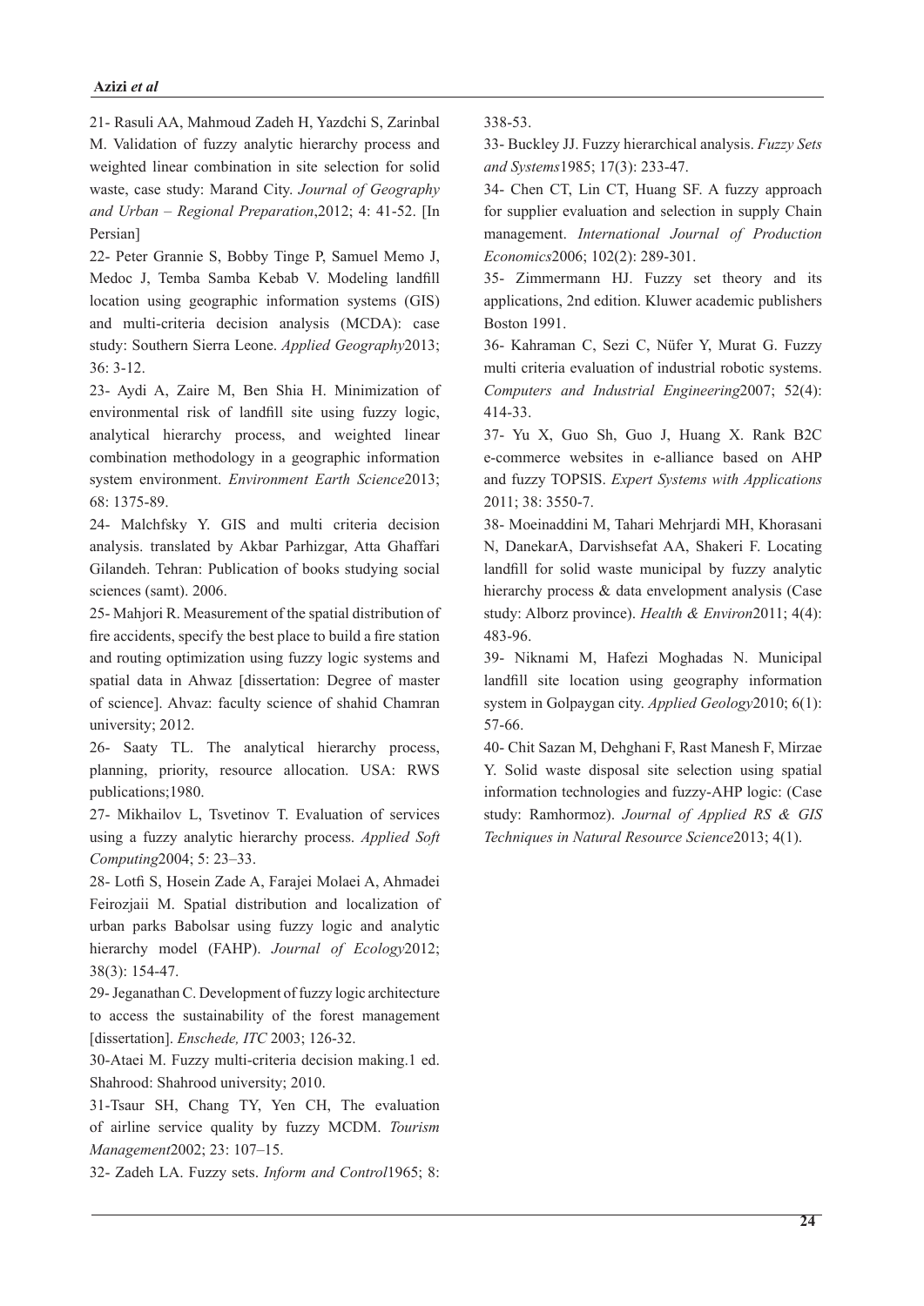21- Rasuli AA, Mahmoud Zadeh H, Yazdchi S, Zarinbal M. Validation of fuzzy analytic hierarchy process and weighted linear combination in site selection for solid waste, case study: Marand City. *Journal of Geography and Urban – Regional Preparation*,2012; 4: 41-52. [In Persian]

22- Peter Grannie S, Bobby Tinge P, Samuel Memo J, Medoc J, Temba Samba Kebab V. Modeling landfill location using geographic information systems (GIS) and multi-criteria decision analysis (MCDA): case study: Southern Sierra Leone. *Applied Geography*2013; 36: 3-12.

23- Aydi A, Zaire M, Ben Shia H. Minimization of environmental risk of landfill site using fuzzy logic, analytical hierarchy process, and weighted linear combination methodology in a geographic information system environment. *Environment Earth Science*2013; 68: 1375-89.

24- Malchfsky Y. GIS and multi criteria decision analysis. translated by Akbar Parhizgar, Atta Ghaffari Gilandeh. Tehran: Publication of books studying social sciences (samt). 2006.

25- Mahjori R. Measurement of the spatial distribution of fire accidents, specify the best place to build a fire station and routing optimization using fuzzy logic systems and spatial data in Ahwaz [dissertation: Degree of master of science]. Ahvaz: faculty science of shahid Chamran university; 2012.

26- Saaty TL. The analytical hierarchy process, planning, priority, resource allocation. USA: RWS publications;1980.

27- Mikhailov L, Tsvetinov T. Evaluation of services using a fuzzy analytic hierarchy process. *Applied Soft Computing*2004; 5: 23–33.

28- Lotfi S, Hosein Zade A, Farajei Molaei A, Ahmadei Feirozjaii M. Spatial distribution and localization of urban parks Babolsar using fuzzy logic and analytic hierarchy model (FAHP). *Journal of Ecology*2012; 38(3): 154-47.

29- Jeganathan C. Development of fuzzy logic architecture to access the sustainability of the forest management [dissertation]. *Enschede, ITC* 2003; 126-32.

30-Ataei M. Fuzzy multi-criteria decision making.1 ed. Shahrood: Shahrood university; 2010.

31-Tsaur SH, Chang TY, Yen CH, The evaluation of airline service quality by fuzzy MCDM. *Tourism Management*2002; 23: 107–15.

32- Zadeh LA. Fuzzy sets. *Inform and Control*1965; 8: 338-53.

33- Buckley JJ. Fuzzy hierarchical analysis. *Fuzzy Sets and Systems*1985; 17(3): 233-47.

34- Chen CT, Lin CT, Huang SF. A fuzzy approach for supplier evaluation and selection in supply Chain management. *International Journal of Production Economics*2006; 102(2): 289-301.

35- Zimmermann HJ. Fuzzy set theory and its applications, 2nd edition. Kluwer academic publishers Boston 1991.

36- Kahraman C, Sezi C, Nüfer Y, Murat G. Fuzzy multi criteria evaluation of industrial robotic systems. *Computers and Industrial Engineering*2007; 52(4): 414-33.

37- Yu X, Guo Sh, Guo J, Huang X. Rank B2C e-commerce websites in e-alliance based on AHP and fuzzy TOPSIS. *Expert Systems with Applications* 2011; 38: 3550-7.

38- Moeinaddini M, Tahari Mehrjardi MH, Khorasani N, DanekarA, Darvishsefat AA, Shakeri F. Locating landfill for solid waste municipal by fuzzy analytic hierarchy process & data envelopment analysis (Case study: Alborz province). *Health & Environ*2011; 4(4): 483-96.

39- Niknami M, Hafezi Moghadas N. Municipal landfill site location using geography information system in Golpaygan city. *Applied Geology*2010; 6(1): 57-66.

40- Chit Sazan M, Dehghani F, Rast Manesh F, Mirzae Y. Solid waste disposal site selection using spatial information technologies and fuzzy-AHP logic: (Case study: Ramhormoz). *Journal of Applied RS & GIS Techniques in Natural Resource Science*2013; 4(1).